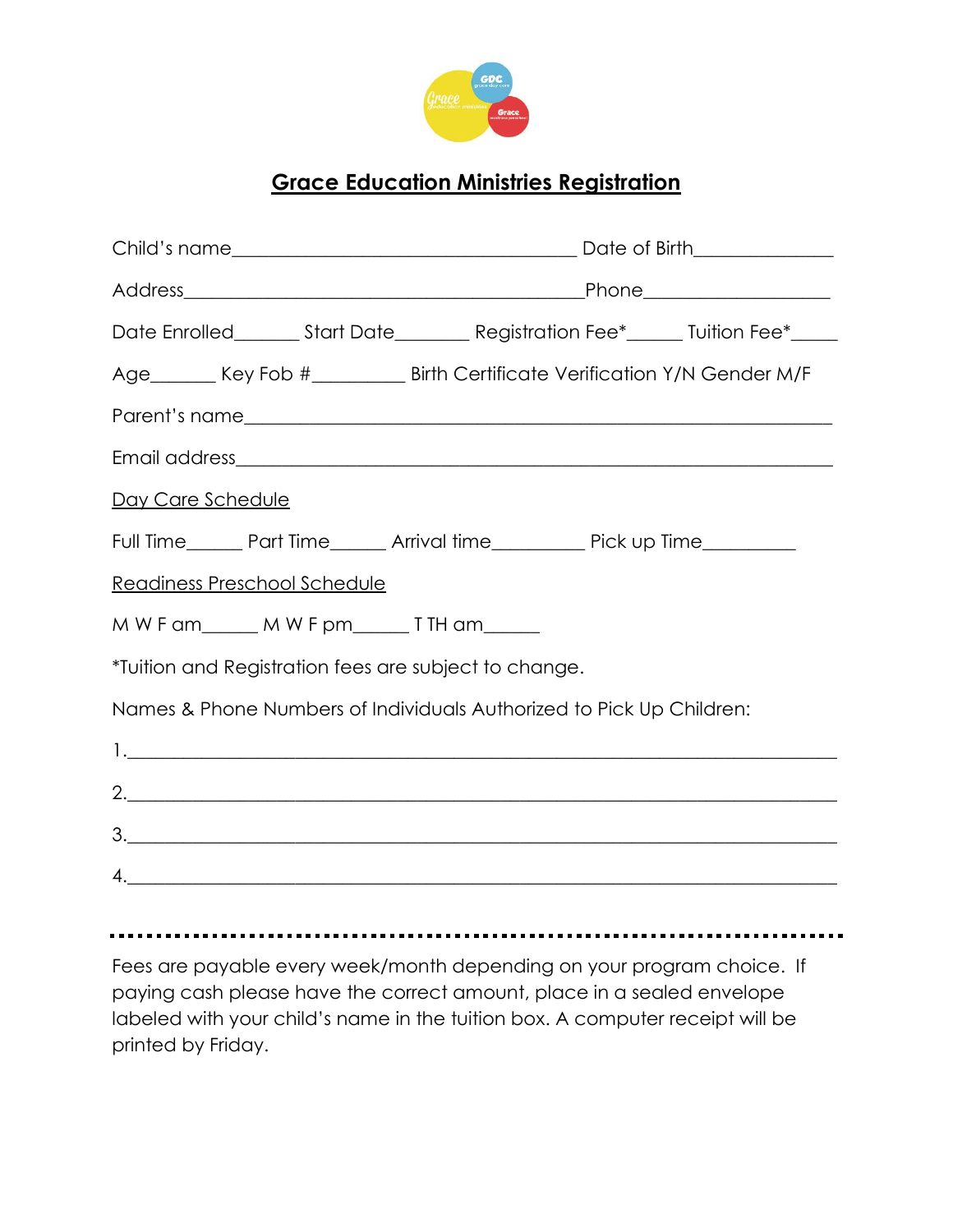# Grace Education Ministries Registration

Child's name________________________________________ Date of Birth_______________

Address______________________________________________Phone____________________

Date Enrolled_______ Start Date________ Registration Fee*______ Tuition Fee*_____

Age_______ Key Fob #_________ Birth Certificate Verification Y/N Gender M/F

Parent's name_________________________________________________________________

Email address_________________________________________________________________

Day Care Schedule

Full Time______ Part Time______ Arrival time__________ Pick up Time__________

Readiness Preschool Schedule

M W F am______ M W F pm______ T TH am______

*Tuition and Registration fees are subject to change.

Names & Phone Numbers of Individuals Authorized to Pick Up Children:

1.________________________________________________________________________

2.________________________________________________________________________

3.________________________________________________________________________

4.________________________________________________________________________

---

Fees are payable every week/month depending on your program choice. If paying cash please have the correct amount, place in a sealed envelope labeled with your child's name in the tuition box. A computer receipt will be printed by Friday.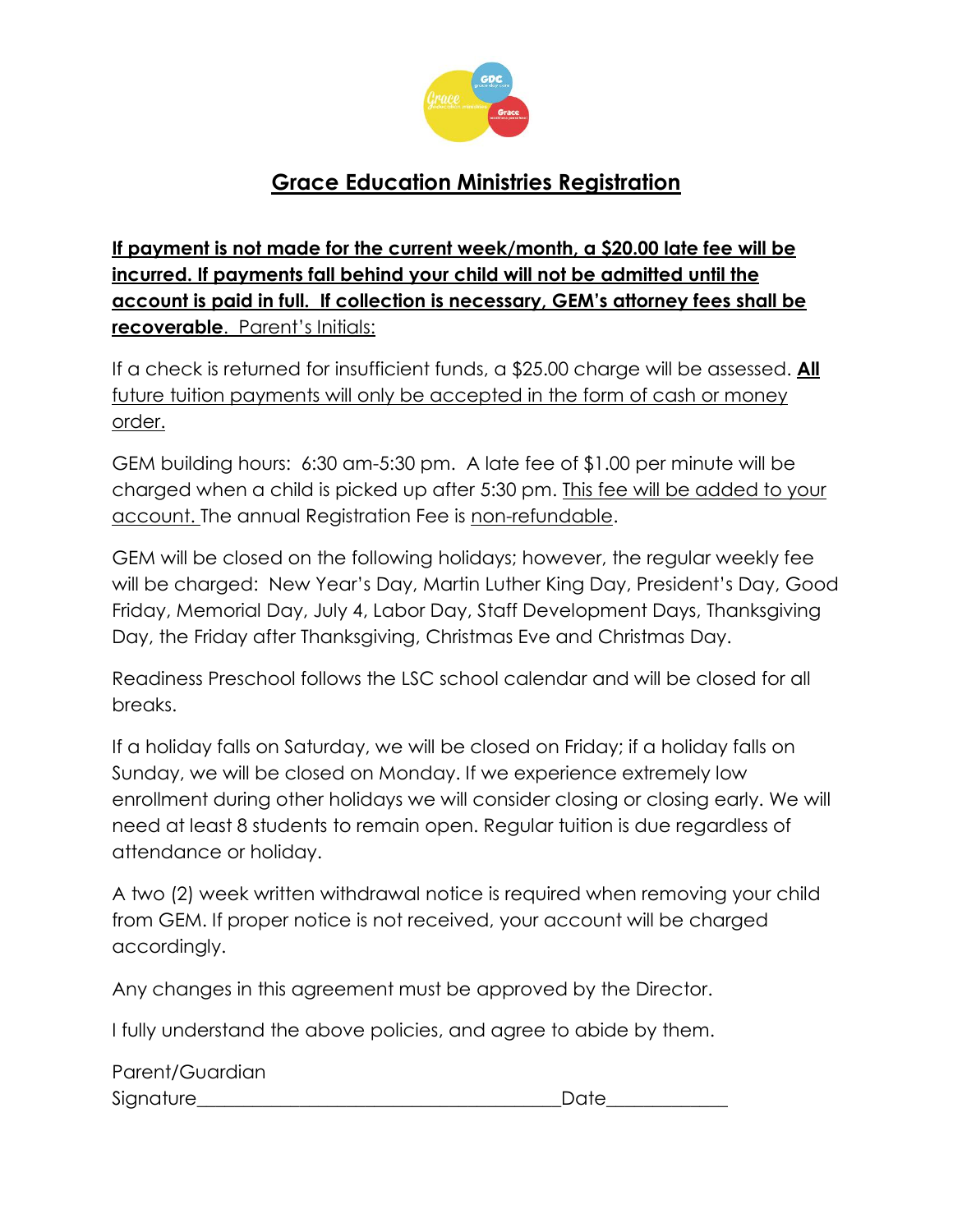# Grace Education Ministries Registration

**If payment is not made for the current week/month, a $20.00 late fee will be incurred. If payments fall behind your child will not be admitted until the account is paid in full. If collection is necessary, GEM's attorney fees shall be recoverable**. Parent's Initials:

If a check is returned for insufficient funds, a $25.00 charge will be assessed. **All** future tuition payments will only be accepted in the form of cash or money order.

GEM building hours: 6:30 am-5:30 pm. A late fee of $1.00 per minute will be charged when a child is picked up after 5:30 pm. This fee will be added to your account. The annual Registration Fee is non-refundable.

GEM will be closed on the following holidays; however, the regular weekly fee will be charged: New Year's Day, Martin Luther King Day, President's Day, Good Friday, Memorial Day, July 4, Labor Day, Staff Development Days, Thanksgiving Day, the Friday after Thanksgiving, Christmas Eve and Christmas Day.

Readiness Preschool follows the LSC school calendar and will be closed for all breaks.

If a holiday falls on Saturday, we will be closed on Friday; if a holiday falls on Sunday, we will be closed on Monday. If we experience extremely low enrollment during other holidays we will consider closing or closing early. We will need at least 8 students to remain open. Regular tuition is due regardless of attendance or holiday.

A two (2) week written withdrawal notice is required when removing your child from GEM. If proper notice is not received, your account will be charged accordingly.

Any changes in this agreement must be approved by the Director.

I fully understand the above policies, and agree to abide by them.

Parent/Guardian Signature______________________________________Date____________